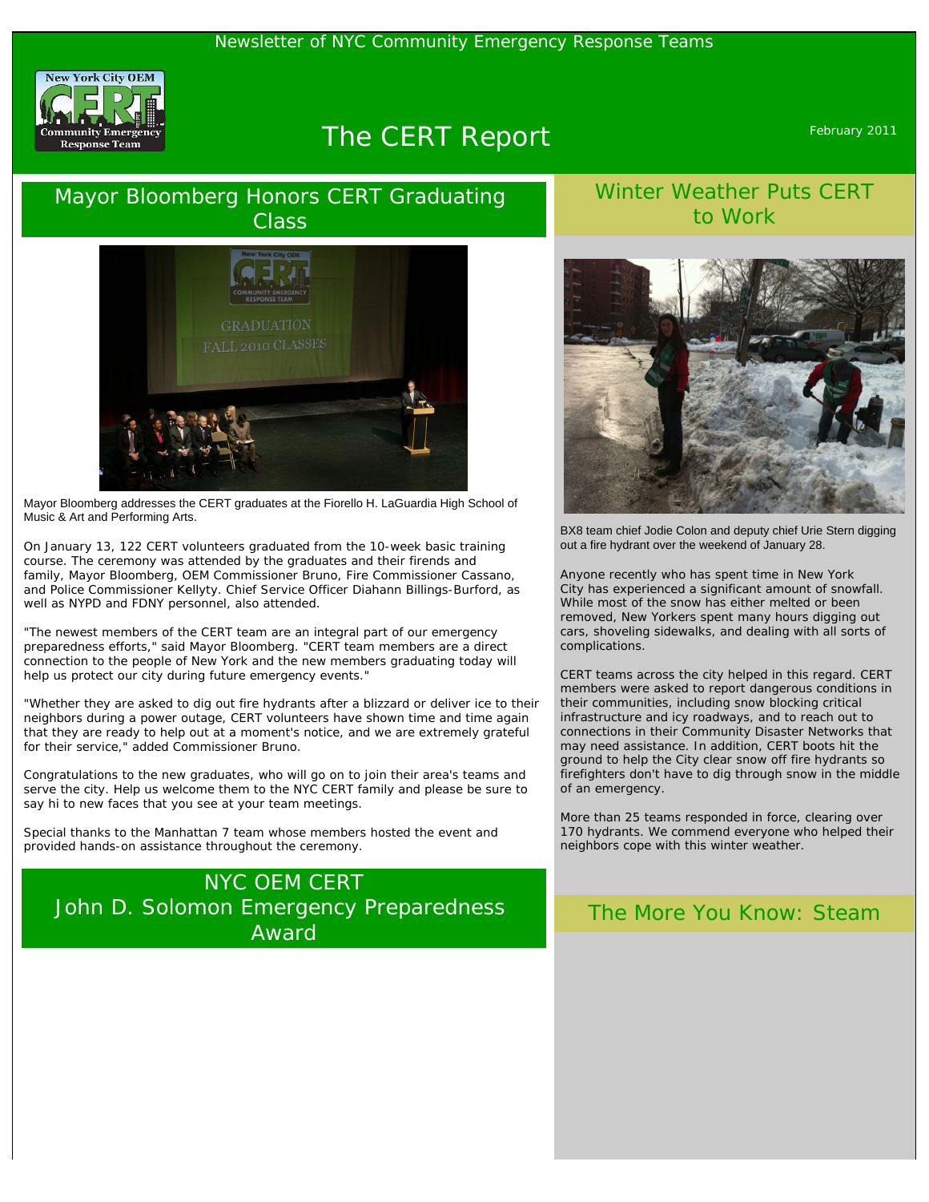Newsletter of NYC Community Emergency Response Teams

# The CERT Report

February 2011

## Mayor Bloomberg Honors CERT Graduating Class

Mayor Bloomberg addresses the CERT graduates at the Fiorello H. LaGuardia High School of Music & Art and Performing Arts.

On January 13, 122 CERT volunteers graduated from the 10-week basic training course. The ceremony was attended by the graduates and their firends and family, Mayor Bloomberg, OEM Commissioner Bruno, Fire Commissioner Cassano, and Police Commissioner Kellyty. Chief Service Officer Diahann Billings-Burford, as well as NYPD and FDNY personnel, also attended.

"The newest members of the CERT team are an integral part of our emergency preparedness efforts," said Mayor Bloomberg. "CERT team members are a direct connection to the people of New York and the new members graduating today will help us protect our city during future emergency events."

"Whether they are asked to dig out fire hydrants after a blizzard or deliver ice to their neighbors during a power outage, CERT volunteers have shown time and time again that they are ready to help out at a moment's notice, and we are extremely grateful for their service," added Commissioner Bruno.

Congratulations to the new graduates, who will go on to join their area's teams and serve the city. Help us welcome them to the NYC CERT family and please be sure to say hi to new faces that you see at your team meetings.

Special thanks to the Manhattan 7 team whose members hosted the event and provided hands-on assistance throughout the ceremony.

## NYC OEM CERT John D. Solomon Emergency Preparedness Award

## Winter Weather Puts CERT to Work

BX8 team chief Jodie Colon and deputy chief Urie Stern digging out a fire hydrant over the weekend of January 28.

Anyone recently who has spent time in New York City has experienced a significant amount of snowfall. While most of the snow has either melted or been removed, New Yorkers spent many hours digging out cars, shoveling sidewalks, and dealing with all sorts of complications.

CERT teams across the city helped in this regard. CERT members were asked to report dangerous conditions in their communities, including snow blocking critical infrastructure and icy roadways, and to reach out to connections in their Community Disaster Networks that may need assistance. In addition, CERT boots hit the ground to help the City clear snow off fire hydrants so firefighters don't have to dig through snow in the middle of an emergency.

More than 25 teams responded in force, clearing over 170 hydrants. We commend everyone who helped their neighbors cope with this winter weather.

## The More You Know: Steam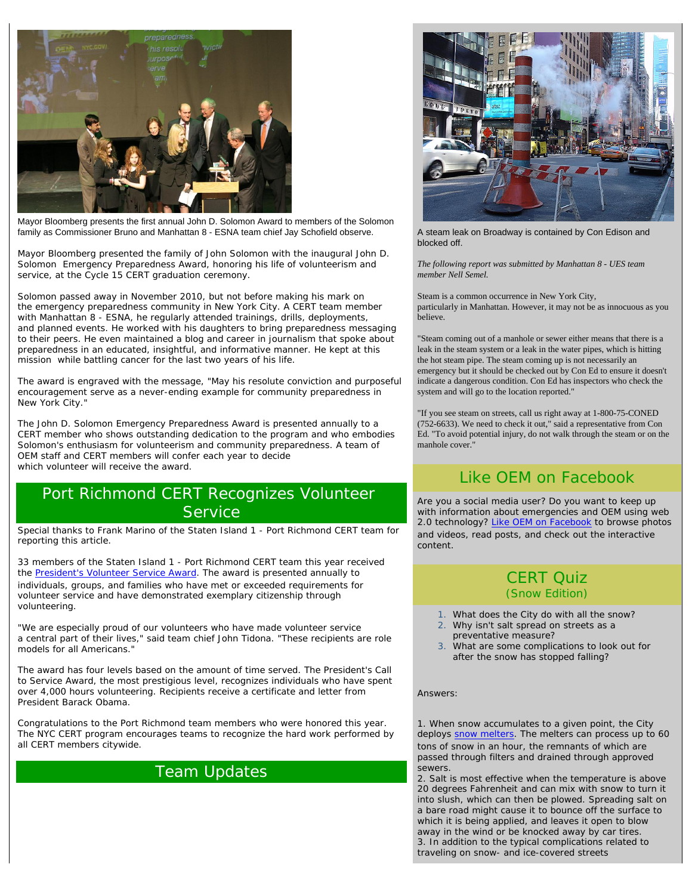Mayor Bloomberg presents the first annual John D. Solomon Award to members of the Solomon family as Commissioner Bruno and Manhattan 8 - ESNA team chief Jay Schofield observe.

Mayor Bloomberg presented the family of John Solomon with the inaugural John D. Solomon Emergency Preparedness Award, honoring his life of volunteerism and service, at the Cycle 15 CERT graduation ceremony.

Solomon passed away in November 2010, but not before making his mark on the emergency preparedness community in New York City. A CERT team member with Manhattan 8 - ESNA, he regularly attended trainings, drills, deployments, and planned events. He worked with his daughters to bring preparedness messaging to their peers. He even maintained a blog and career in journalism that spoke about preparedness in an educated, insightful, and informative manner. He kept at this mission while battling cancer for the last two years of his life.

The award is engraved with the message, "May his resolute conviction and purposeful encouragement serve as a never-ending example for community preparedness in New York City."

The John D. Solomon Emergency Preparedness Award is presented annually to a CERT member who shows outstanding dedication to the program and who embodies Solomon's enthusiasm for volunteerism and community preparedness. A team of OEM staff and CERT members will confer each year to decide which volunteer will receive the award.

## Port Richmond CERT Recognizes Volunteer Service

Special thanks to Frank Marino of the Staten Island 1 - Port Richmond CERT team for reporting this article.

33 members of the Staten Island 1 - Port Richmond CERT team this year received the President's Volunteer Service Award. The award is presented annually to individuals, groups, and families who have met or exceeded requirements for volunteer service and have demonstrated exemplary citizenship through volunteering.

"We are especially proud of our volunteers who have made volunteer service a central part of their lives," said team chief John Tidona. "These recipients are role models for all Americans."

The award has four levels based on the amount of time served. The President's Call to Service Award, the most prestigious level, recognizes individuals who have spent over 4,000 hours volunteering. Recipients receive a certificate and letter from President Barack Obama.

Congratulations to the Port Richmond team members who were honored this year. The NYC CERT program encourages teams to recognize the hard work performed by all CERT members citywide.

## Team Updates

A steam leak on Broadway is contained by Con Edison and blocked off.

*The following report was submitted by Manhattan 8 - UES team member Nell Semel.*

Steam is a common occurrence in New York City, particularly in Manhattan. However, it may not be as innocuous as you believe.

"Steam coming out of a manhole or sewer either means that there is a leak in the steam system or a leak in the water pipes, which is hitting the hot steam pipe. The steam coming up is not necessarily an emergency but it should be checked out by Con Ed to ensure it doesn't indicate a dangerous condition. Con Ed has inspectors who check the system and will go to the location reported."

"If you see steam on streets, call us right away at 1-800-75-CONED (752-6633). We need to check it out," said a representative from Con Ed. "To avoid potential injury, do not walk through the steam or on the manhole cover."

## Like OEM on Facebook

Are you a social media user? Do you want to keep up with information about emergencies and OEM using web 2.0 technology? Like OEM on Facebook to browse photos and videos, read posts, and check out the interactive content.

## CERT Quiz
### (Snow Edition)

1. What does the City do with all the snow?
2. Why isn't salt spread on streets as a preventative measure?
3. What are some complications to look out for after the snow has stopped falling?

Answers:

1. When snow accumulates to a given point, the City deploys snow melters. The melters can process up to 60 tons of snow in an hour, the remnants of which are passed through filters and drained through approved sewers.
2. Salt is most effective when the temperature is above 20 degrees Fahrenheit and can mix with snow to turn it into slush, which can then be plowed. Spreading salt on a bare road might cause it to bounce off the surface to which it is being applied, and leaves it open to blow away in the wind or be knocked away by car tires.
3. In addition to the typical complications related to traveling on snow- and ice-covered streets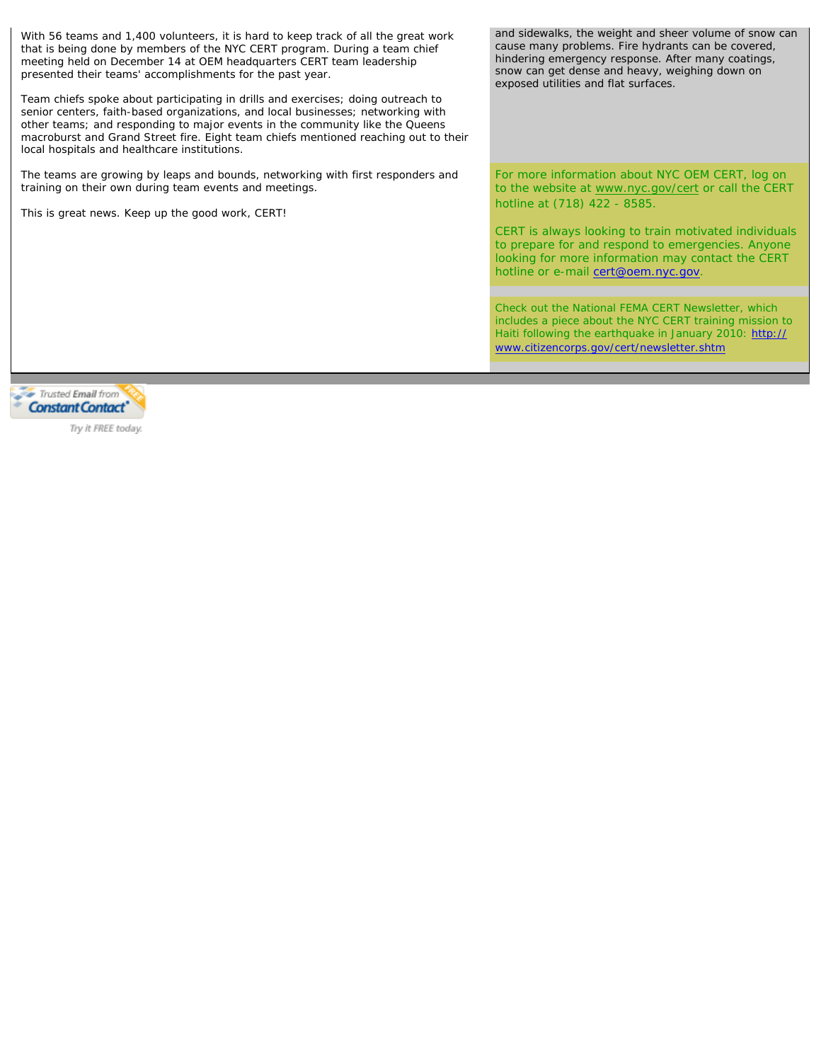With 56 teams and 1,400 volunteers, it is hard to keep track of all the great work that is being done by members of the NYC CERT program. During a team chief meeting held on December 14 at OEM headquarters CERT team leadership presented their teams' accomplishments for the past year.

Team chiefs spoke about participating in drills and exercises; doing outreach to senior centers, faith-based organizations, and local businesses; networking with other teams; and responding to major events in the community like the Queens macroburst and Grand Street fire. Eight team chiefs mentioned reaching out to their local hospitals and healthcare institutions.

The teams are growing by leaps and bounds, networking with first responders and training on their own during team events and meetings.

This is great news. Keep up the good work, CERT!

and sidewalks, the weight and sheer volume of snow can cause many problems. Fire hydrants can be covered, hindering emergency response. After many coatings, snow can get dense and heavy, weighing down on exposed utilities and flat surfaces.

For more information about NYC OEM CERT, log on to the website at www.nyc.gov/cert or call the CERT hotline at (718) 422 - 8585.

CERT is always looking to train motivated individuals to prepare for and respond to emergencies. Anyone looking for more information may contact the CERT hotline or e-mail cert@oem.nyc.gov.

Check out the National FEMA CERT Newsletter, which includes a piece about the NYC CERT training mission to Haiti following the earthquake in January 2010: http://www.citizencorps.gov/cert/newsletter.shtm

Trusted Email from Constant Contact
Try it FREE today.